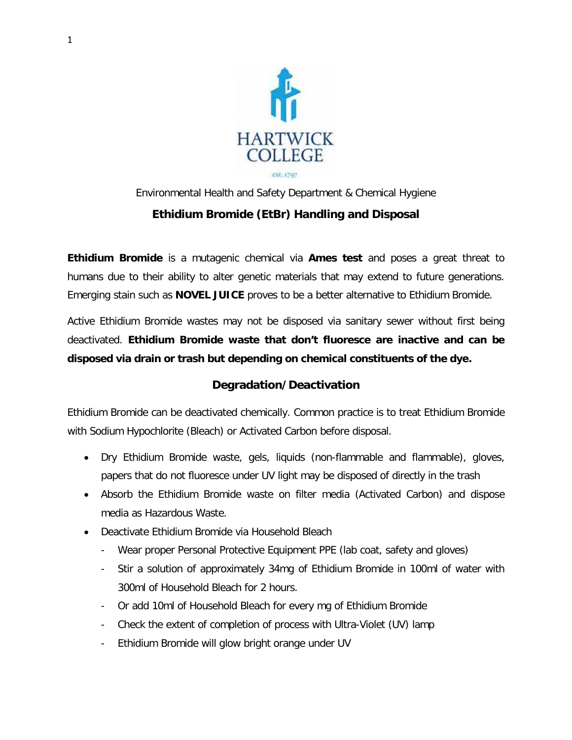HARTWICK COLLEGE

est. 1797

Environmental Health and Safety Department & Chemical Hygiene

## Ethidium Bromide (EtBr) Handling and Disposal

**Ethidium Bromide** is a mutagenic chemical via **Ames test** and poses a great threat to humans due to their ability to alter genetic materials that may extend to future generations. Emerging stain such as **NOVEL JUICE** proves to be a better alternative to Ethidium Bromide.

Active Ethidium Bromide wastes may not be disposed via sanitary sewer without first being deactivated. **Ethidium Bromide waste that don't fluoresce are inactive and can be disposed via drain or trash but depending on chemical constituents of the dye.**

### Degradation/Deactivation

Ethidium Bromide can be deactivated chemically. Common practice is to treat Ethidium Bromide with Sodium Hypochlorite (Bleach) or Activated Carbon before disposal.

- Dry Ethidium Bromide waste, gels, liquids (non-flammable and flammable), gloves, papers that do not fluoresce under UV light may be disposed of directly in the trash
- Absorb the Ethidium Bromide waste on filter media (Activated Carbon) and dispose media as Hazardous Waste.
- Deactivate Ethidium Bromide via Household Bleach
  - Wear proper Personal Protective Equipment PPE (lab coat, safety and gloves)
  - Stir a solution of approximately 34mg of Ethidium Bromide in 100ml of water with 300ml of Household Bleach for 2 hours.
  - Or add 10ml of Household Bleach for every mg of Ethidium Bromide
  - Check the extent of completion of process with Ultra-Violet (UV) lamp
  - Ethidium Bromide will glow bright orange under UV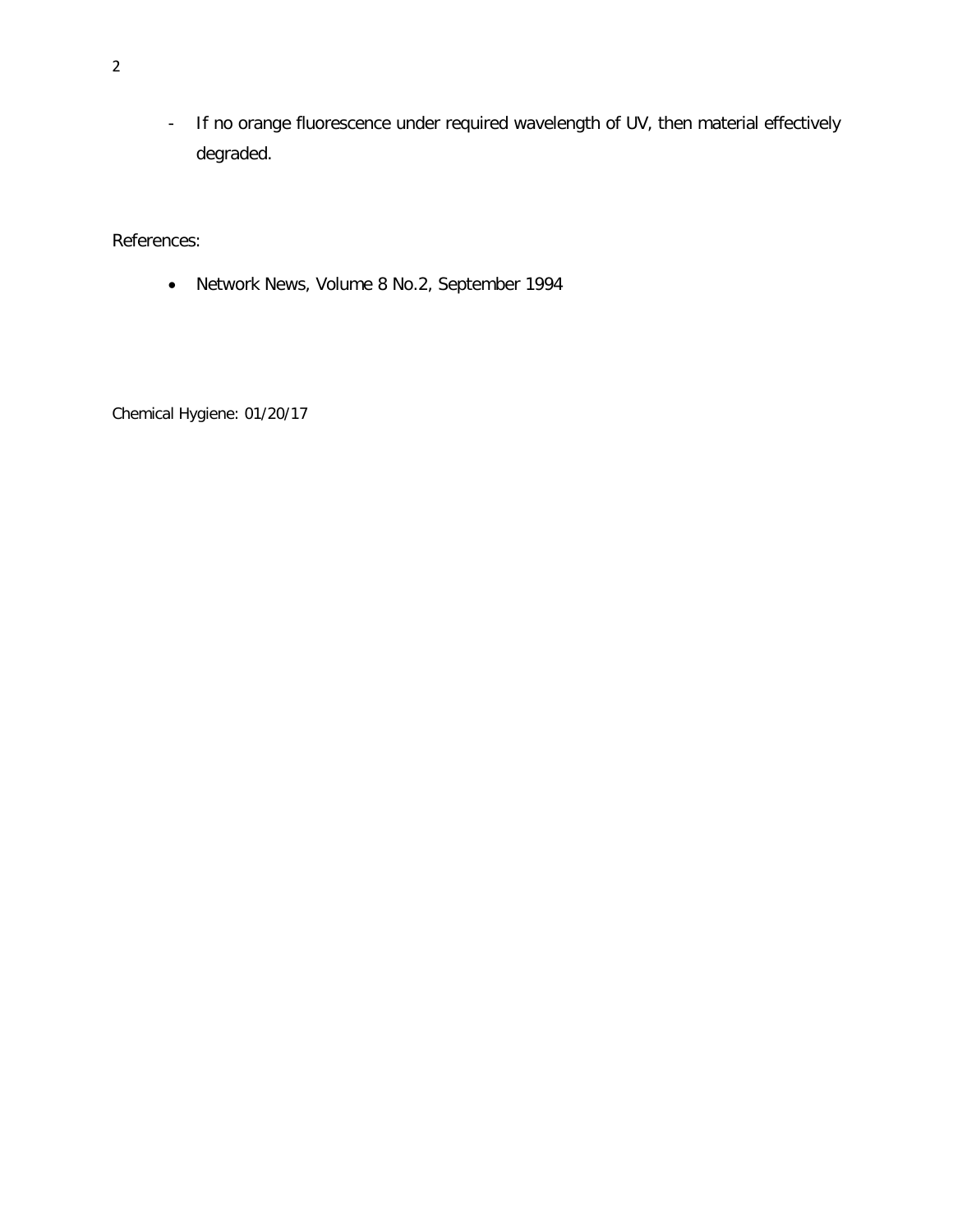- If no orange fluorescence under required wavelength of UV, then material effectively degraded.

References:

- Network News, Volume 8 No.2, September 1994

Chemical Hygiene: 01/20/17